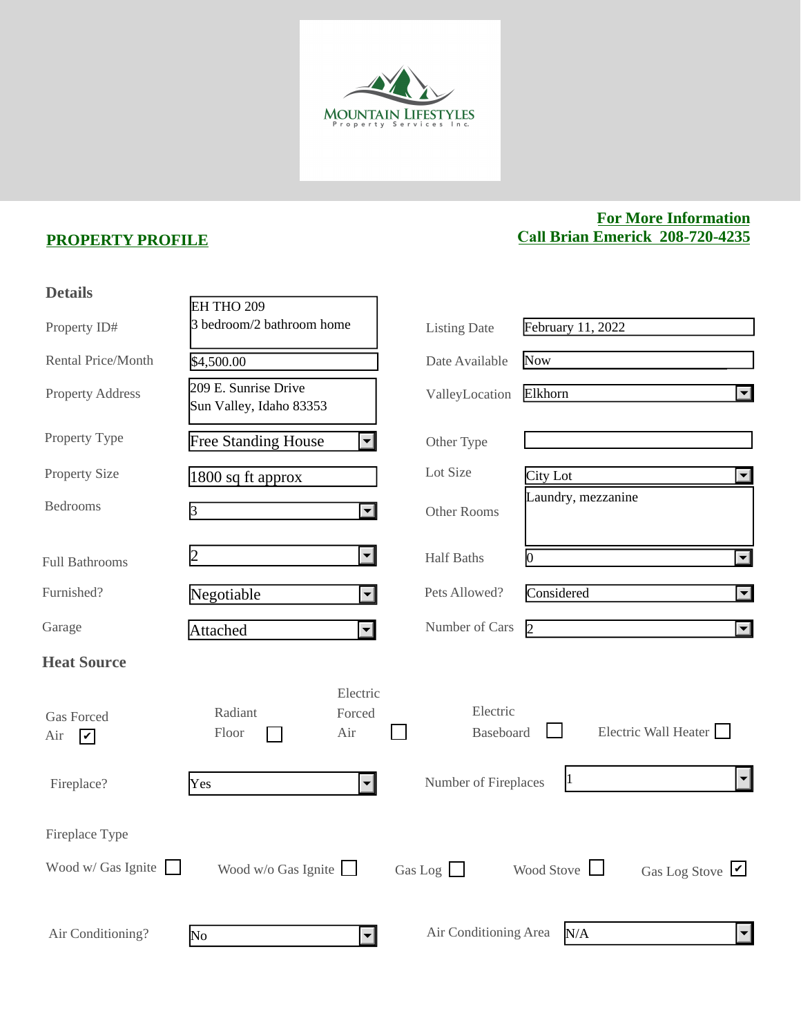MOUNTAIN LIFESTYLES
Property Services Inc.

**For More Information**
**Call Brian Emerick 208-720-4235**

## PROPERTY PROFILE

### Details

| Field | Value | Field | Value |
|---|---|---|---|
| Property ID# | EH THO 209<br>3 bedroom/2 bathroom home | Listing Date | February 11, 2022 |
| Rental Price/Month | $4,500.00 | Date Available | Now |
| Property Address | 209 E. Sunrise Drive<br>Sun Valley, Idaho 83353 | ValleyLocation | Elkhorn |
| Property Type | Free Standing House | Other Type | |
| Property Size | 1800 sq ft approx | Lot Size | City Lot |
| Bedrooms | 3 | Other Rooms | Laundry, mezzanine |
| Full Bathrooms | 2 | Half Baths | 0 |
| Furnished? | Negotiable | Pets Allowed? | Considered |
| Garage | Attached | Number of Cars | 2 |

### Heat Source

- [x] Gas Forced Air
- [ ] Radiant Floor
- [ ] Electric Forced Air
- [ ] Electric Baseboard
- [ ] Electric Wall Heater

| Field | Value | Field | Value |
|---|---|---|---|
| Fireplace? | Yes | Number of Fireplaces | 1 |

Fireplace Type

- [ ] Wood w/ Gas Ignite
- [ ] Wood w/o Gas Ignite
- [ ] Gas Log
- [ ] Wood Stove
- [x] Gas Log Stove

| Field | Value | Field | Value |
|---|---|---|---|
| Air Conditioning? | No | Air Conditioning Area | N/A |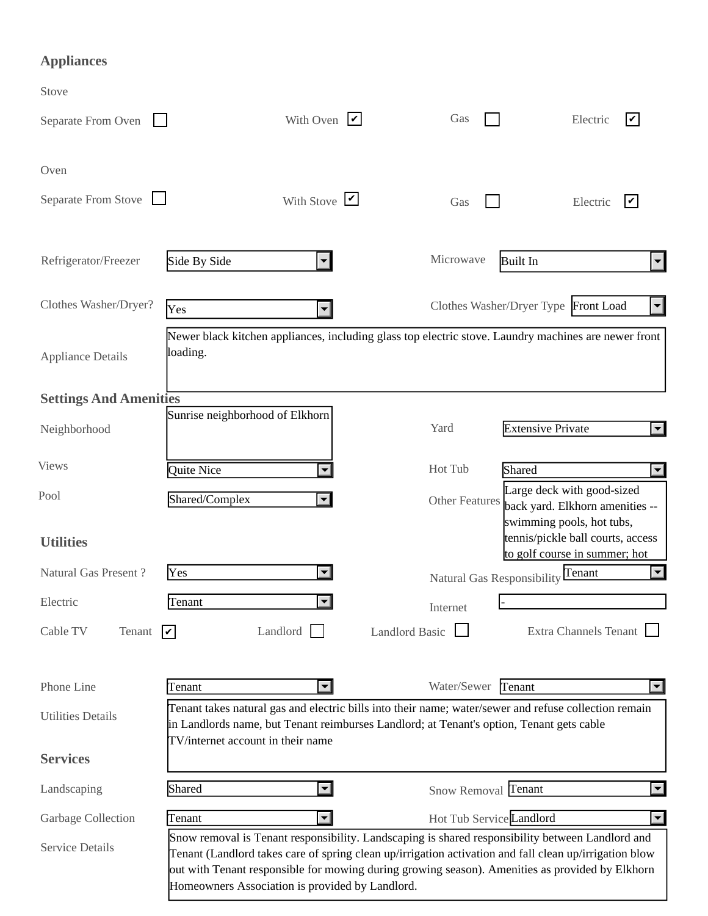## Appliances

Stove

Separate From Oven ☐ With Oven ☑ Gas ☐ Electric ☑

Oven

Separate From Stove ☐ With Stove ☑ Gas ☐ Electric ☑

Refrigerator/Freezer: Side By Side

Microwave: Built In

Clothes Washer/Dryer?: Yes

Clothes Washer/Dryer Type: Front Load

Appliance Details: Newer black kitchen appliances, including glass top electric stove. Laundry machines are newer front loading.

## Settings And Amenities

Neighborhood: Sunrise neighborhood of Elkhorn

Yard: Extensive Private

Views: Quite Nice

Hot Tub: Shared

Pool: Shared/Complex

Other Features: Large deck with good-sized back yard. Elkhorn amenities -- swimming pools, hot tubs, tennis/pickle ball courts, access to golf course in summer; hot

## Utilities

Natural Gas Present ?: Yes

Natural Gas Responsibility: Tenant

Electric: Tenant

Internet: -

Cable TV Tenant ☑ Landlord ☐ Landlord Basic ☐ Extra Channels Tenant ☐

Phone Line: Tenant

Water/Sewer: Tenant

Utilities Details: Tenant takes natural gas and electric bills into their name; water/sewer and refuse collection remain in Landlords name, but Tenant reimburses Landlord; at Tenant's option, Tenant gets cable TV/internet account in their name

## Services

Landscaping: Shared

Snow Removal: Tenant

Garbage Collection: Tenant

Hot Tub Service: Landlord

Service Details: Snow removal is Tenant responsibility. Landscaping is shared responsibility between Landlord and Tenant (Landlord takes care of spring clean up/irrigation activation and fall clean up/irrigation blow out with Tenant responsible for mowing during growing season). Amenities as provided by Elkhorn Homeowners Association is provided by Landlord.